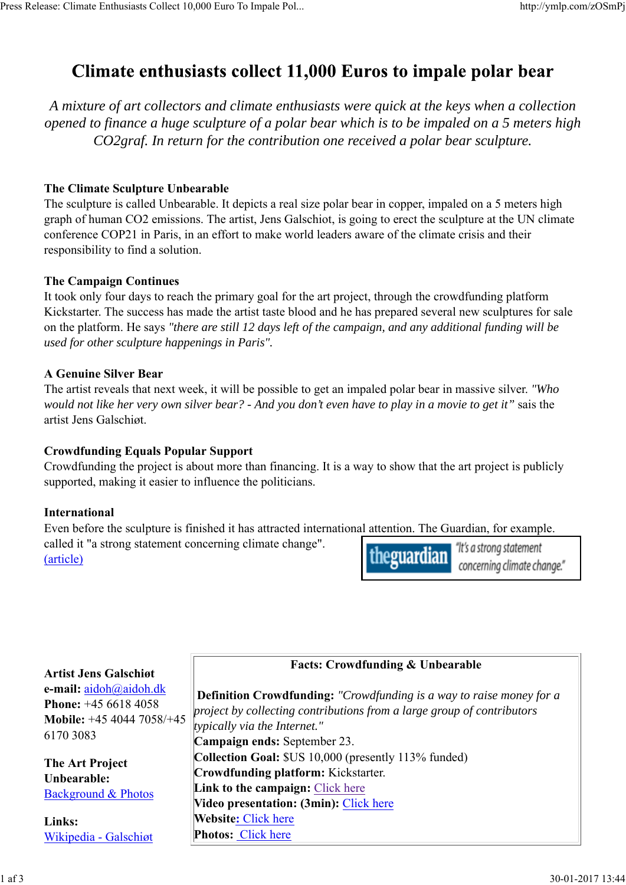# Climate enthusiasts collect 11,000 Euros to impale polar bear

*A mixture of art collectors and climate enthusiasts were quick at the keys when a collection opened to finance a huge sculpture of a polar bear which is to be impaled on a 5 meters high CO2graf. In return for the contribution one received a polar bear sculpture.*

**The Climate Sculpture Unbearable**

The sculpture is called Unbearable. It depicts a real size polar bear in copper, impaled on a 5 meters high graph of human CO2 emissions. The artist, Jens Galschiot, is going to erect the sculpture at the UN climate conference COP21 in Paris, in an effort to make world leaders aware of the climate crisis and their responsibility to find a solution.

**The Campaign Continues**

It took only four days to reach the primary goal for the art project, through the crowdfunding platform Kickstarter. The success has made the artist taste blood and he has prepared several new sculptures for sale on the platform. He says *"there are still 12 days left of the campaign, and any additional funding will be used for other sculpture happenings in Paris".*

**A Genuine Silver Bear**

The artist reveals that next week, it will be possible to get an impaled polar bear in massive silver. *"Who would not like her very own silver bear? - And you don't even have to play in a movie to get it"* sais the artist Jens Galschiøt.

**Crowdfunding Equals Popular Support**

Crowdfunding the project is about more than financing. It is a way to show that the art project is publicly supported, making it easier to influence the politicians.

**International**

Even before the sculpture is finished it has attracted international attention. The Guardian, for example. called it "a strong statement concerning climate change". [(article)]

theguardian "It's a strong statement concerning climate change."

**Artist Jens Galschiøt**
**e-mail:** aidoh@aidoh.dk
**Phone:** +45 6618 4058
**Mobile:** +45 4044 7058/+45 6170 3083

**The Art Project Unbearable:**
Background & Photos

**Links:**
Wikipedia - Galschiøt

**Facts: Crowdfunding & Unbearable**

**Definition Crowdfunding:** *"Crowdfunding is a way to raise money for a project by collecting contributions from a large group of contributors typically via the Internet."*
**Campaign ends:** September 23.
**Collection Goal:** $US 10,000 (presently 113% funded)
**Crowdfunding platform:** Kickstarter.
**Link to the campaign:** Click here
**Video presentation: (3min):** Click here
**Website:** Click here
**Photos:** Click here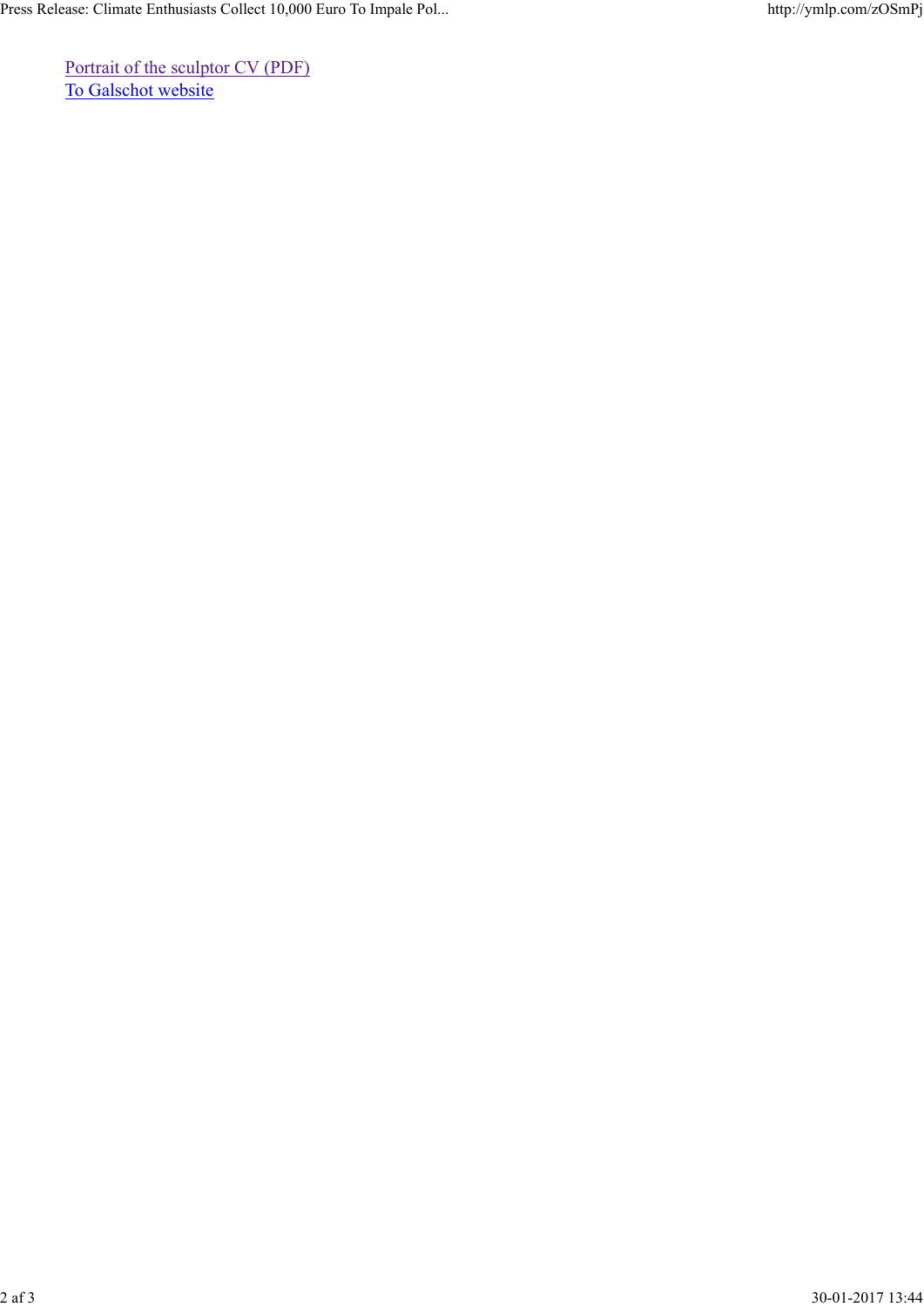[Portrait of the sculptor CV (PDF)]
[To Galschot website]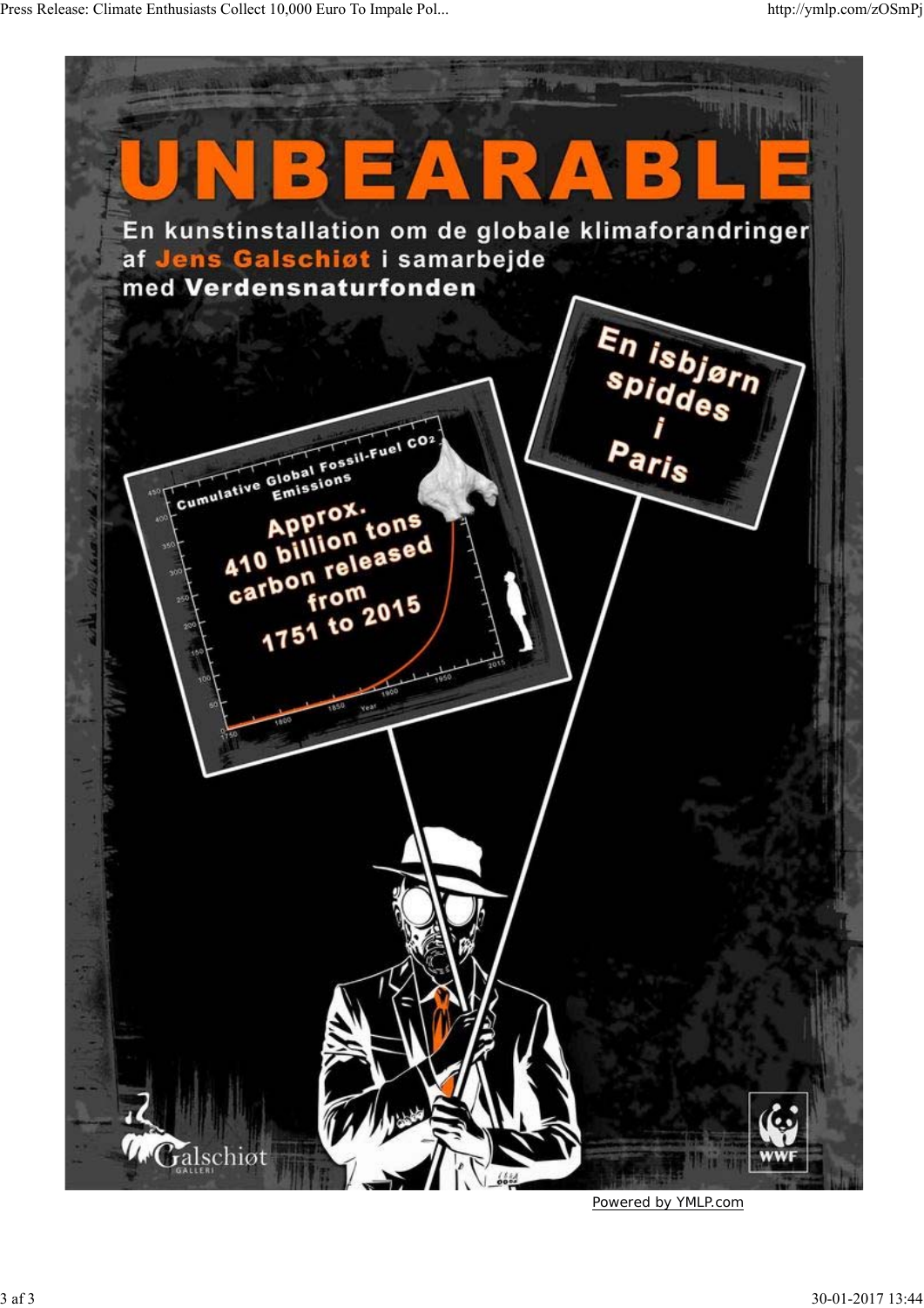# UNBEARABLE

En kunstinstallation om de globale klimaforandringer af **Jens Galschiøt** i samarbejde med **Verdensnaturfonden**

Cumulative Global Fossil-Fuel $CO_2$ Emissions

Approx. 410 billion tons carbon released from 1751 to 2015

450
400
350
300
250
200
150
100
50
0

1750
1800
1850
1900
1950
2015

Year

En isbjørn spiddes i Paris

Galschiøt GALLERI

WWF

Powered by YMLP.com